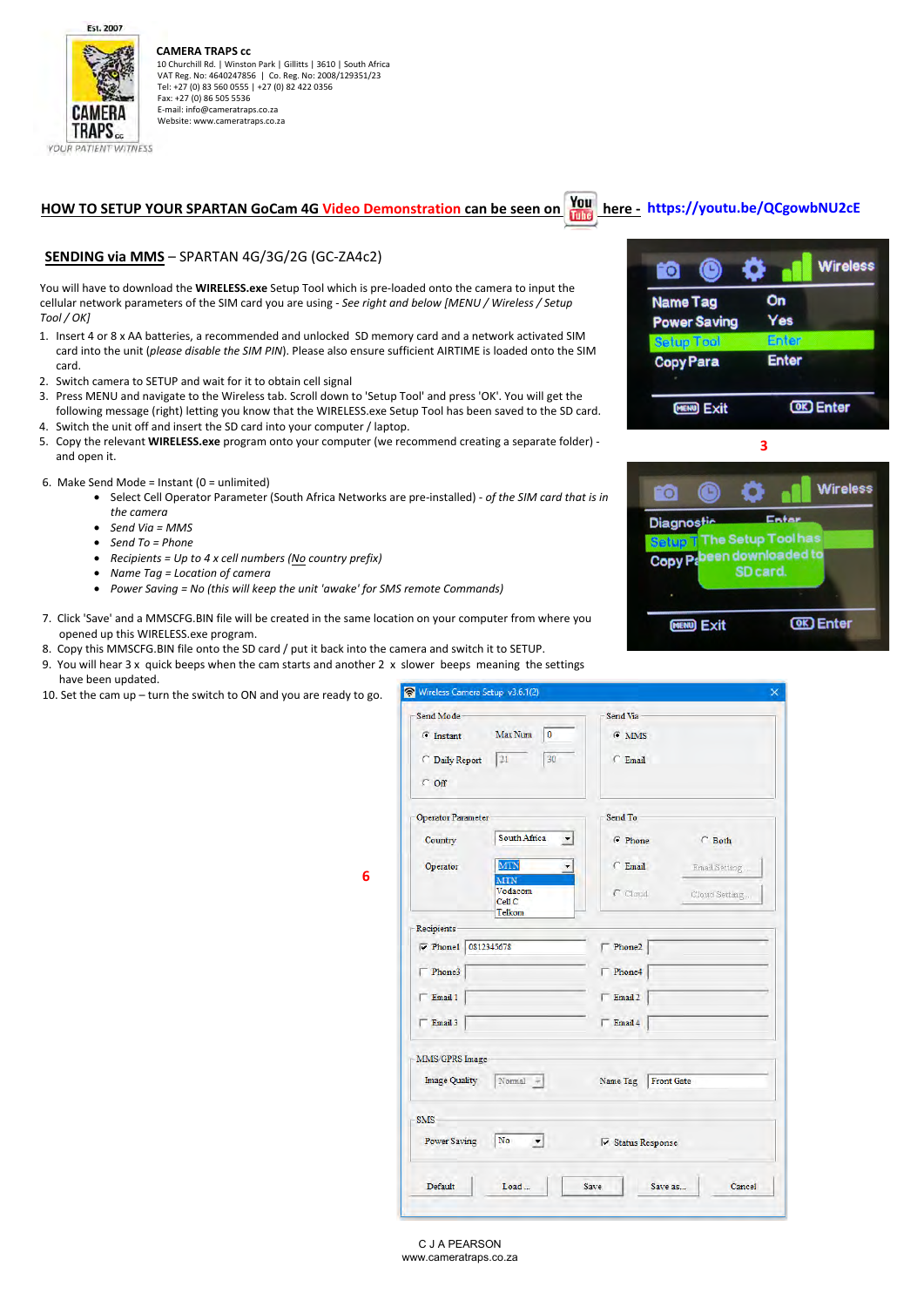**CAMERA TRAPS cc**
10 Churchill Rd. | Winston Park | Gillitts | 3610 | South Africa
VAT Reg. No: 4640247856 | Co. Reg. No: 2008/129351/23
Tel: +27 (0) 83 560 0555 | +27 (0) 82 422 0356
Fax: +27 (0) 86 505 5536
E-mail: info@cameratraps.co.za
Website: www.cameratraps.co.za

## HOW TO SETUP YOUR SPARTAN GoCam 4G Video Demonstration can be seen on YouTube here - https://youtu.be/QCgowbNU2cE

### SENDING via MMS – SPARTAN 4G/3G/2G (GC-ZA4c2)

You will have to download the **WIRELESS.exe** Setup Tool which is pre-loaded onto the camera to input the cellular network parameters of the SIM card you are using - *See right and below [MENU / Wireless / Setup Tool / OK]*

1. Insert 4 or 8 x AA batteries, a recommended and unlocked SD memory card and a network activated SIM card into the unit (*please disable the SIM PIN*). Please also ensure sufficient AIRTIME is loaded onto the SIM card.
2. Switch camera to SETUP and wait for it to obtain cell signal
3. Press MENU and navigate to the Wireless tab. Scroll down to 'Setup Tool' and press 'OK'. You will get the following message (right) letting you know that the WIRELESS.exe Setup Tool has been saved to the SD card.
4. Switch the unit off and insert the SD card into your computer / laptop.
5. Copy the relevant **WIRELESS.exe** program onto your computer (we recommend creating a separate folder) - and open it.
6. Make Send Mode = Instant (0 = unlimited)
   - Select Cell Operator Parameter (South Africa Networks are pre-installed) - *of the SIM card that is in the camera*
   - *Send Via = MMS*
   - *Send To = Phone*
   - *Recipients = Up to 4 x cell numbers (No country prefix)*
   - *Name Tag = Location of camera*
   - *Power Saving = No (this will keep the unit 'awake' for SMS remote Commands)*
7. Click 'Save' and a MMSCFG.BIN file will be created in the same location on your computer from where you opened up this WIRELESS.exe program.
8. Copy this MMSCFG.BIN file onto the SD card / put it back into the camera and switch it to SETUP.
9. You will hear 3 x quick beeps when the cam starts and another 2 x slower beeps meaning the settings have been updated.
10. Set the cam up – turn the switch to ON and you are ready to go.

C J A PEARSON
www.cameratraps.co.za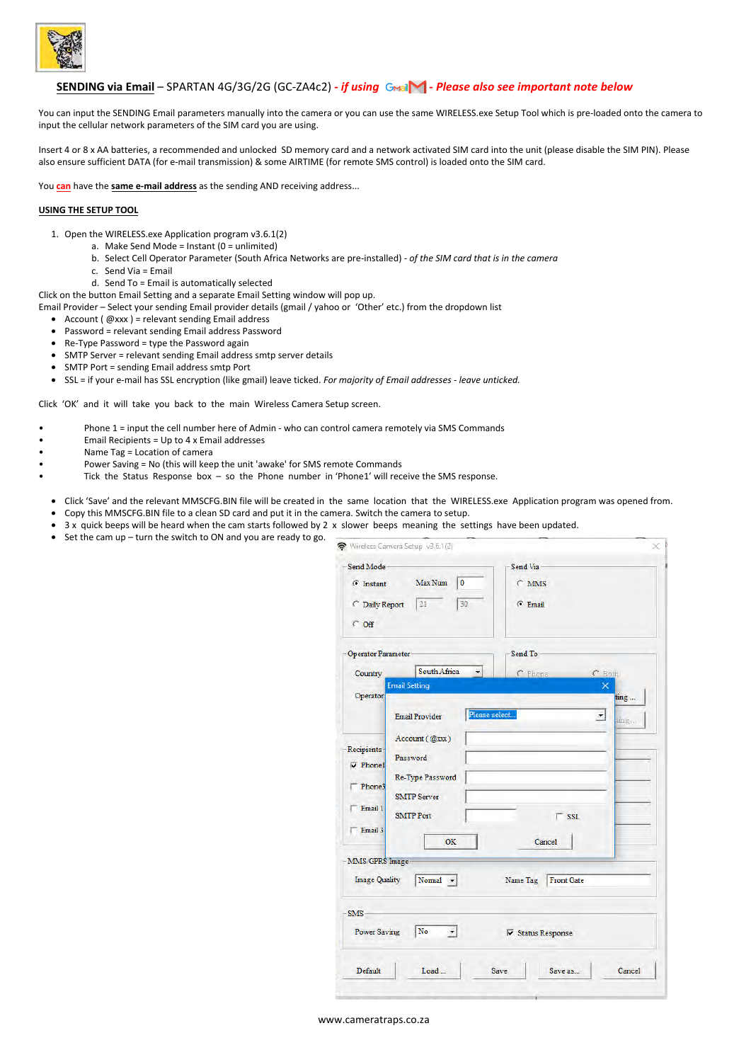**SENDING via Email** – SPARTAN 4G/3G/2G (GC-ZA4c2) - *if using Gmail - Please also see important note below*

You can input the SENDING Email parameters manually into the camera or you can use the same WIRELESS.exe Setup Tool which is pre-loaded onto the camera to input the cellular network parameters of the SIM card you are using.

Insert 4 or 8 x AA batteries, a recommended and unlocked SD memory card and a network activated SIM card into the unit (please disable the SIM PIN). Please also ensure sufficient DATA (for e-mail transmission) & some AIRTIME (for remote SMS control) is loaded onto the SIM card.

You **can** have the **same e-mail address** as the sending AND receiving address...

**USING THE SETUP TOOL**

1. Open the WIRELESS.exe Application program v3.6.1(2)
   a. Make Send Mode = Instant (0 = unlimited)
   b. Select Cell Operator Parameter (South Africa Networks are pre-installed) - *of the SIM card that is in the camera*
   c. Send Via = Email
   d. Send To = Email is automatically selected

Click on the button Email Setting and a separate Email Setting window will pop up.
Email Provider – Select your sending Email provider details (gmail / yahoo or 'Other' etc.) from the dropdown list

- Account ( @xxx ) = relevant sending Email address
- Password = relevant sending Email address Password
- Re-Type Password = type the Password again
- SMTP Server = relevant sending Email address smtp server details
- SMTP Port = sending Email address smtp Port
- SSL = if your e-mail has SSL encryption (like gmail) leave ticked. *For majority of Email addresses - leave unticked.*

Click 'OK' and it will take you back to the main Wireless Camera Setup screen.

- Phone 1 = input the cell number here of Admin - who can control camera remotely via SMS Commands
- Email Recipients = Up to 4 x Email addresses
- Name Tag = Location of camera
- Power Saving = No (this will keep the unit 'awake' for SMS remote Commands
- Tick the Status Response box – so the Phone number in 'Phone1' will receive the SMS response.

- Click 'Save' and the relevant MMSCFG.BIN file will be created in the same location that the WIRELESS.exe Application program was opened from.
- Copy this MMSCFG.BIN file to a clean SD card and put it in the camera. Switch the camera to setup.
- 3 x quick beeps will be heard when the cam starts followed by 2 x slower beeps meaning the settings have been updated.
- Set the cam up – turn the switch to ON and you are ready to go.

www.cameratraps.co.za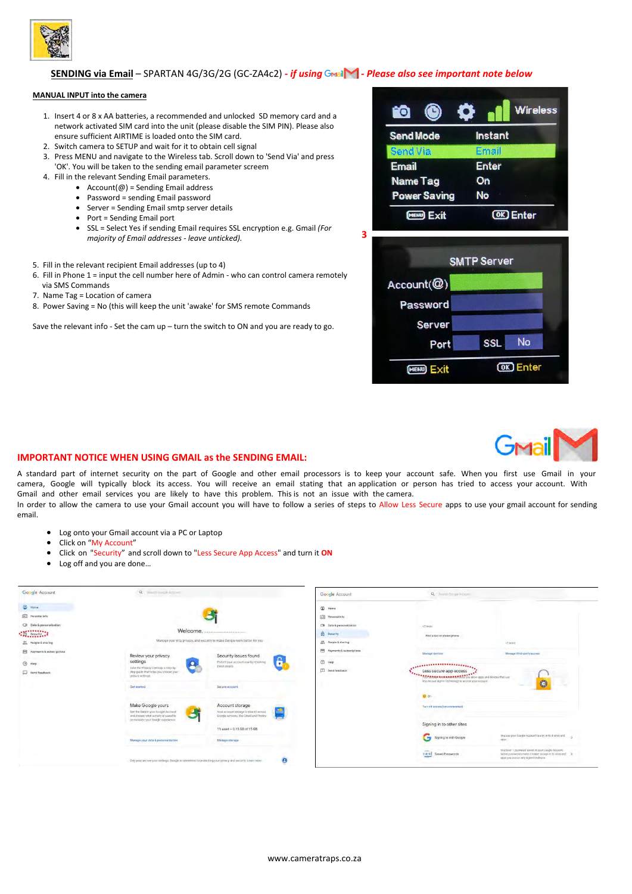**SENDING via Email** – SPARTAN 4G/3G/2G (GC-ZA4c2) - *if using Gmail - Please also see important note below*

**MANUAL INPUT into the camera**

1. Insert 4 or 8 x AA batteries, a recommended and unlocked SD memory card and a network activated SIM card into the unit (please disable the SIM PIN). Please also ensure sufficient AIRTIME is loaded onto the SIM card.
2. Switch camera to SETUP and wait for it to obtain cell signal
3. Press MENU and navigate to the Wireless tab. Scroll down to 'Send Via' and press 'OK'. You will be taken to the sending email parameter screem
4. Fill in the relevant Sending Email parameters.
   - Account(@) = Sending Email address
   - Password = sending Email password
   - Server = Sending Email smtp server details
   - Port = Sending Email port
   - SSL = Select Yes if sending Email requires SSL encryption e.g. Gmail *(For majority of Email addresses - leave unticked).*
5. Fill in the relevant recipient Email addresses (up to 4)
6. Fill in Phone 1 = input the cell number here of Admin - who can control camera remotely via SMS Commands
7. Name Tag = Location of camera
8. Power Saving = No (this will keep the unit 'awake' for SMS remote Commands

Save the relevant info - Set the cam up – turn the switch to ON and you are ready to go.

## IMPORTANT NOTICE WHEN USING GMAIL as the SENDING EMAIL:

A standard part of internet security on the part of Google and other email processors is to keep your account safe. When you first use Gmail in your camera, Google will typically block its access. You will receive an email stating that an application or person has tried to access your account. With Gmail and other email services you are likely to have this problem. This is not an issue with the camera.

In order to allow the camera to use your Gmail account you will have to follow a series of steps to Allow Less Secure apps to use your gmail account for sending email.

- Log onto your Gmail account via a PC or Laptop
- Click on "My Account"
- Click on "Security" and scroll down to "Less Secure App Access" and turn it **ON**
- Log off and you are done…

www.cameratraps.co.za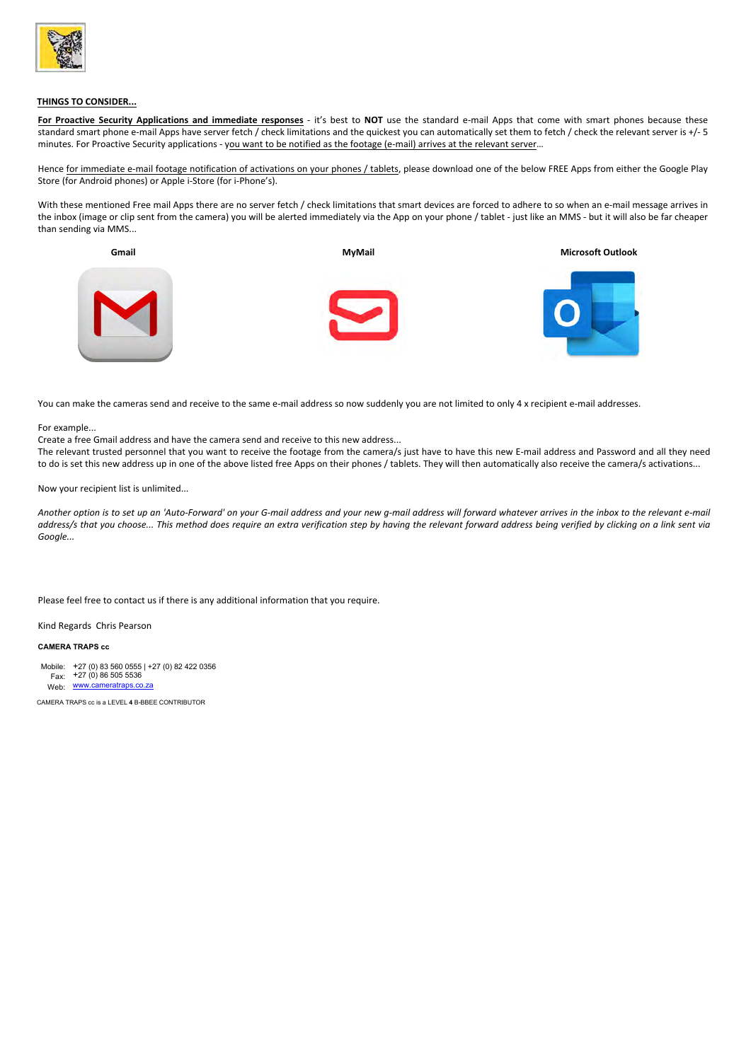**THINGS TO CONSIDER...**

**For Proactive Security Applications and immediate responses** - it's best to **NOT** use the standard e-mail Apps that come with smart phones because these standard smart phone e-mail Apps have server fetch / check limitations and the quickest you can automatically set them to fetch / check the relevant server is +/- 5 minutes. For Proactive Security applications - you want to be notified as the footage (e-mail) arrives at the relevant server...

Hence for immediate e-mail footage notification of activations on your phones / tablets, please download one of the below FREE Apps from either the Google Play Store (for Android phones) or Apple i-Store (for i-Phone's).

With these mentioned Free mail Apps there are no server fetch / check limitations that smart devices are forced to adhere to so when an e-mail message arrives in the inbox (image or clip sent from the camera) you will be alerted immediately via the App on your phone / tablet - just like an MMS - but it will also be far cheaper than sending via MMS...

**Gmail** **MyMail** **Microsoft Outlook**

You can make the cameras send and receive to the same e-mail address so now suddenly you are not limited to only 4 x recipient e-mail addresses.

For example...
Create a free Gmail address and have the camera send and receive to this new address...
The relevant trusted personnel that you want to receive the footage from the camera/s just have to have this new E-mail address and Password and all they need to do is set this new address up in one of the above listed free Apps on their phones / tablets. They will then automatically also receive the camera/s activations...

Now your recipient list is unlimited...

*Another option is to set up an 'Auto-Forward' on your G-mail address and your new g-mail address will forward whatever arrives in the inbox to the relevant e-mail address/s that you choose... This method does require an extra verification step by having the relevant forward address being verified by clicking on a link sent via Google...*

Please feel free to contact us if there is any additional information that you require.

Kind Regards Chris Pearson

**CAMERA TRAPS cc**

Mobile: +27 (0) 83 560 0555 | +27 (0) 82 422 0356
Fax: +27 (0) 86 505 5536
Web: www.cameratraps.co.za

CAMERA TRAPS cc is a LEVEL **4** B-BBEE CONTRIBUTOR